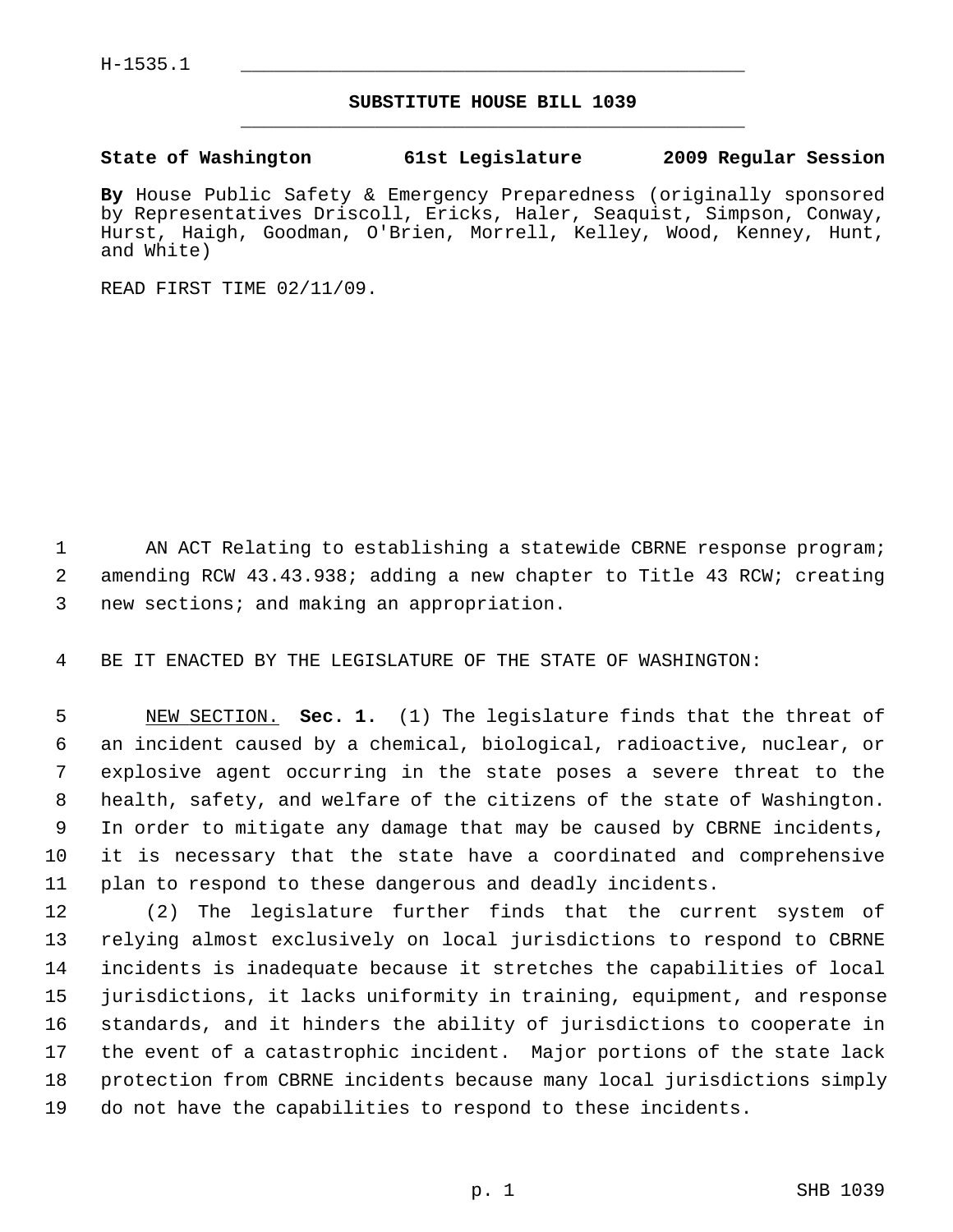H-1535.1

## SUBSTITUTE HOUSE BILL 1039

**State of Washington 61st Legislature 2009 Regular Session**

**By** House Public Safety & Emergency Preparedness (originally sponsored by Representatives Driscoll, Ericks, Haler, Seaquist, Simpson, Conway, Hurst, Haigh, Goodman, O'Brien, Morrell, Kelley, Wood, Kenney, Hunt, and White)

READ FIRST TIME 02/11/09.

AN ACT Relating to establishing a statewide CBRNE response program; amending RCW 43.43.938; adding a new chapter to Title 43 RCW; creating new sections; and making an appropriation.

BE IT ENACTED BY THE LEGISLATURE OF THE STATE OF WASHINGTON:

NEW SECTION. **Sec. 1.** (1) The legislature finds that the threat of an incident caused by a chemical, biological, radioactive, nuclear, or explosive agent occurring in the state poses a severe threat to the health, safety, and welfare of the citizens of the state of Washington. In order to mitigate any damage that may be caused by CBRNE incidents, it is necessary that the state have a coordinated and comprehensive plan to respond to these dangerous and deadly incidents.

(2) The legislature further finds that the current system of relying almost exclusively on local jurisdictions to respond to CBRNE incidents is inadequate because it stretches the capabilities of local jurisdictions, it lacks uniformity in training, equipment, and response standards, and it hinders the ability of jurisdictions to cooperate in the event of a catastrophic incident. Major portions of the state lack protection from CBRNE incidents because many local jurisdictions simply do not have the capabilities to respond to these incidents.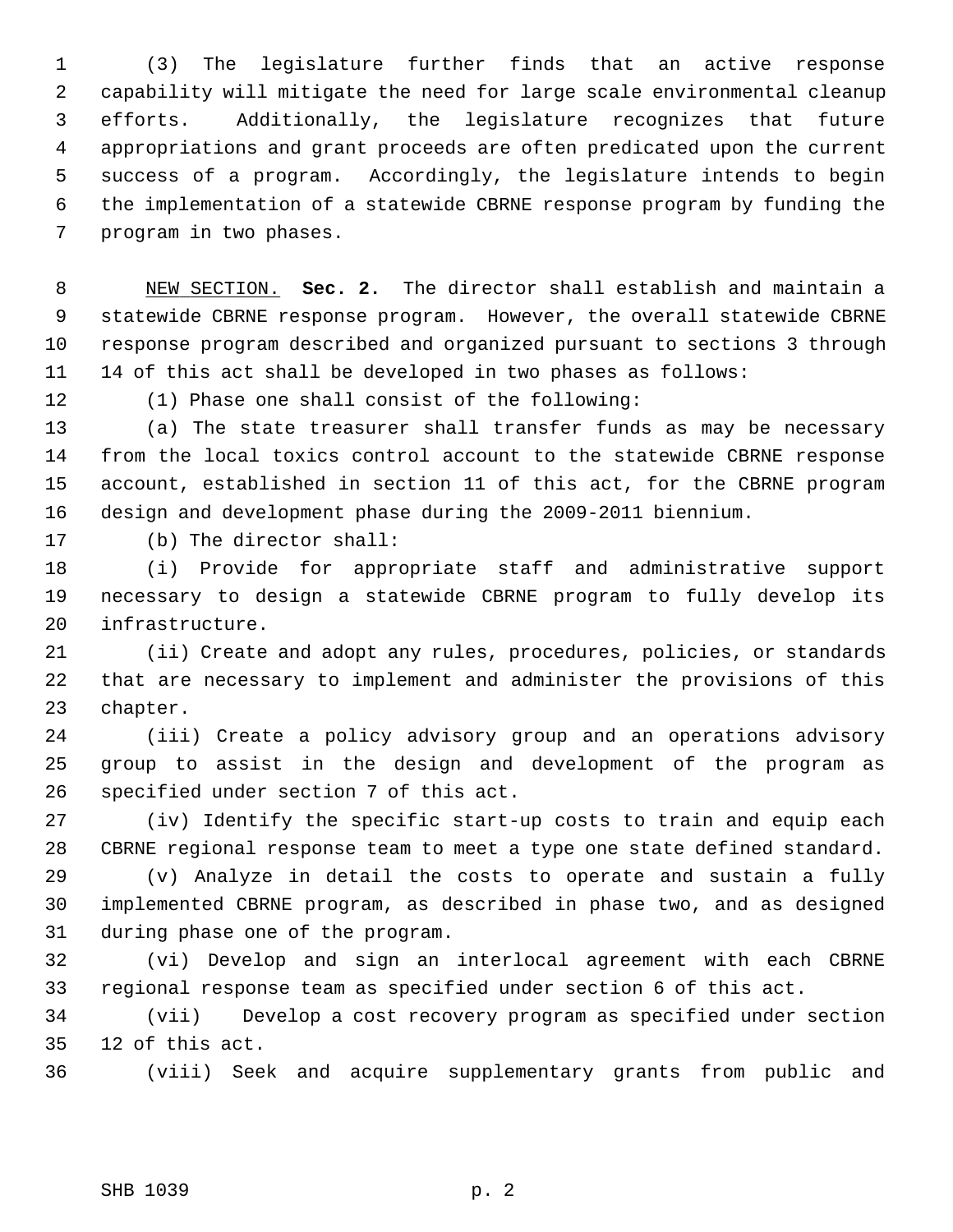(3) The legislature further finds that an active response capability will mitigate the need for large scale environmental cleanup efforts. Additionally, the legislature recognizes that future appropriations and grant proceeds are often predicated upon the current success of a program. Accordingly, the legislature intends to begin the implementation of a statewide CBRNE response program by funding the program in two phases.

NEW SECTION. **Sec. 2.** The director shall establish and maintain a statewide CBRNE response program. However, the overall statewide CBRNE response program described and organized pursuant to sections 3 through 14 of this act shall be developed in two phases as follows:

(1) Phase one shall consist of the following:

(a) The state treasurer shall transfer funds as may be necessary from the local toxics control account to the statewide CBRNE response account, established in section 11 of this act, for the CBRNE program design and development phase during the 2009-2011 biennium.

(b) The director shall:

(i) Provide for appropriate staff and administrative support necessary to design a statewide CBRNE program to fully develop its infrastructure.

(ii) Create and adopt any rules, procedures, policies, or standards that are necessary to implement and administer the provisions of this chapter.

(iii) Create a policy advisory group and an operations advisory group to assist in the design and development of the program as specified under section 7 of this act.

(iv) Identify the specific start-up costs to train and equip each CBRNE regional response team to meet a type one state defined standard.

(v) Analyze in detail the costs to operate and sustain a fully implemented CBRNE program, as described in phase two, and as designed during phase one of the program.

(vi) Develop and sign an interlocal agreement with each CBRNE regional response team as specified under section 6 of this act.

(vii) Develop a cost recovery program as specified under section 12 of this act.

(viii) Seek and acquire supplementary grants from public and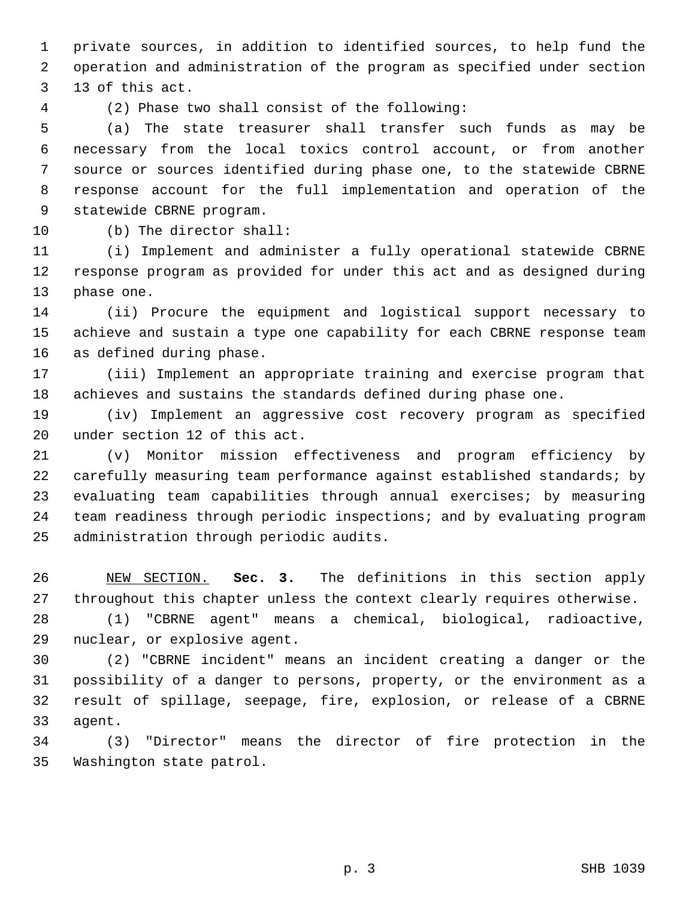private sources, in addition to identified sources, to help fund the operation and administration of the program as specified under section 13 of this act.

(2) Phase two shall consist of the following:

(a) The state treasurer shall transfer such funds as may be necessary from the local toxics control account, or from another source or sources identified during phase one, to the statewide CBRNE response account for the full implementation and operation of the statewide CBRNE program.

(b) The director shall:

(i) Implement and administer a fully operational statewide CBRNE response program as provided for under this act and as designed during phase one.

(ii) Procure the equipment and logistical support necessary to achieve and sustain a type one capability for each CBRNE response team as defined during phase.

(iii) Implement an appropriate training and exercise program that achieves and sustains the standards defined during phase one.

(iv) Implement an aggressive cost recovery program as specified under section 12 of this act.

(v) Monitor mission effectiveness and program efficiency by carefully measuring team performance against established standards; by evaluating team capabilities through annual exercises; by measuring team readiness through periodic inspections; and by evaluating program administration through periodic audits.

NEW SECTION. **Sec. 3.** The definitions in this section apply throughout this chapter unless the context clearly requires otherwise.

(1) "CBRNE agent" means a chemical, biological, radioactive, nuclear, or explosive agent.

(2) "CBRNE incident" means an incident creating a danger or the possibility of a danger to persons, property, or the environment as a result of spillage, seepage, fire, explosion, or release of a CBRNE agent.

(3) "Director" means the director of fire protection in the Washington state patrol.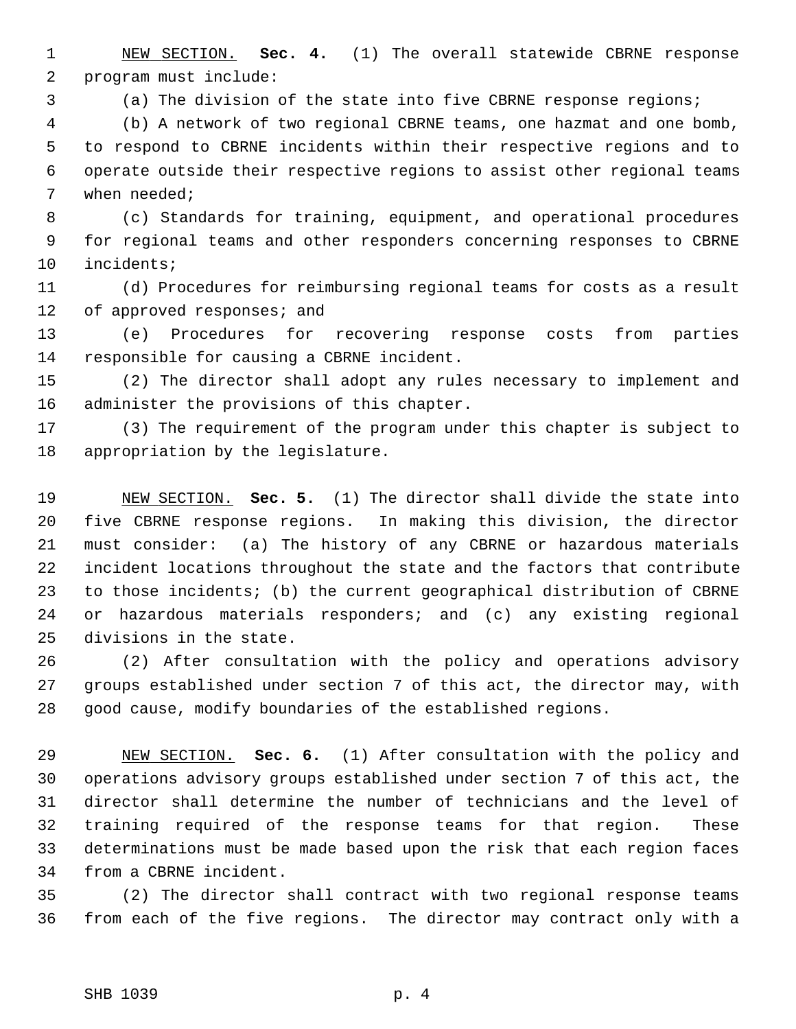NEW SECTION. **Sec. 4.** (1) The overall statewide CBRNE response program must include:

(a) The division of the state into five CBRNE response regions;

(b) A network of two regional CBRNE teams, one hazmat and one bomb, to respond to CBRNE incidents within their respective regions and to operate outside their respective regions to assist other regional teams when needed;

(c) Standards for training, equipment, and operational procedures for regional teams and other responders concerning responses to CBRNE incidents;

(d) Procedures for reimbursing regional teams for costs as a result of approved responses; and

(e) Procedures for recovering response costs from parties responsible for causing a CBRNE incident.

(2) The director shall adopt any rules necessary to implement and administer the provisions of this chapter.

(3) The requirement of the program under this chapter is subject to appropriation by the legislature.

NEW SECTION. **Sec. 5.** (1) The director shall divide the state into five CBRNE response regions. In making this division, the director must consider: (a) The history of any CBRNE or hazardous materials incident locations throughout the state and the factors that contribute to those incidents; (b) the current geographical distribution of CBRNE or hazardous materials responders; and (c) any existing regional divisions in the state.

(2) After consultation with the policy and operations advisory groups established under section 7 of this act, the director may, with good cause, modify boundaries of the established regions.

NEW SECTION. **Sec. 6.** (1) After consultation with the policy and operations advisory groups established under section 7 of this act, the director shall determine the number of technicians and the level of training required of the response teams for that region. These determinations must be made based upon the risk that each region faces from a CBRNE incident.

(2) The director shall contract with two regional response teams from each of the five regions. The director may contract only with a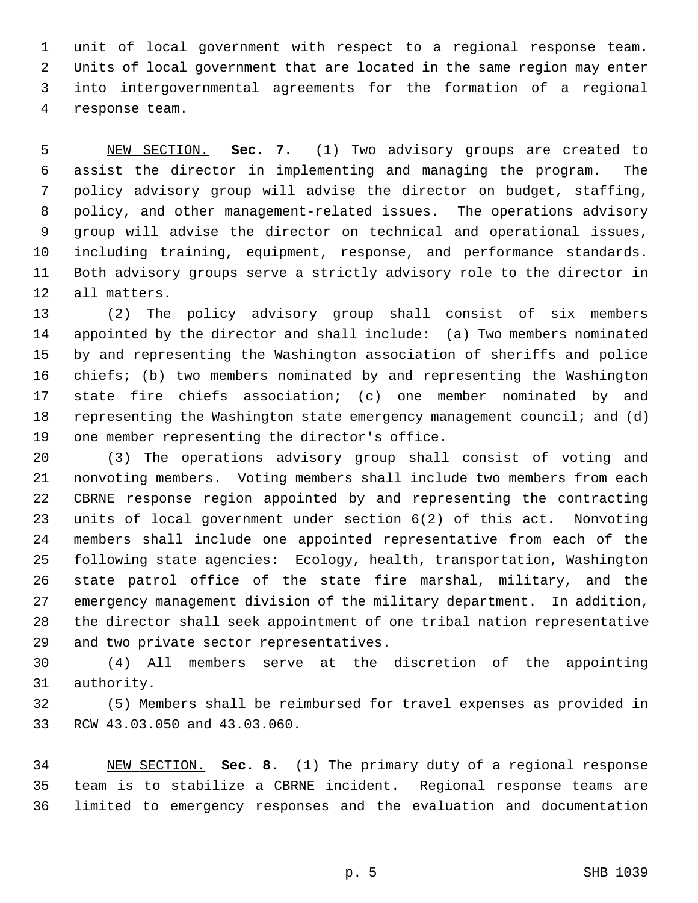unit of local government with respect to a regional response team. Units of local government that are located in the same region may enter into intergovernmental agreements for the formation of a regional response team.

NEW SECTION. **Sec. 7.** (1) Two advisory groups are created to assist the director in implementing and managing the program. The policy advisory group will advise the director on budget, staffing, policy, and other management-related issues. The operations advisory group will advise the director on technical and operational issues, including training, equipment, response, and performance standards. Both advisory groups serve a strictly advisory role to the director in all matters.

(2) The policy advisory group shall consist of six members appointed by the director and shall include: (a) Two members nominated by and representing the Washington association of sheriffs and police chiefs; (b) two members nominated by and representing the Washington state fire chiefs association; (c) one member nominated by and representing the Washington state emergency management council; and (d) one member representing the director's office.

(3) The operations advisory group shall consist of voting and nonvoting members. Voting members shall include two members from each CBRNE response region appointed by and representing the contracting units of local government under section 6(2) of this act. Nonvoting members shall include one appointed representative from each of the following state agencies: Ecology, health, transportation, Washington state patrol office of the state fire marshal, military, and the emergency management division of the military department. In addition, the director shall seek appointment of one tribal nation representative and two private sector representatives.

(4) All members serve at the discretion of the appointing authority.

(5) Members shall be reimbursed for travel expenses as provided in RCW 43.03.050 and 43.03.060.

NEW SECTION. **Sec. 8.** (1) The primary duty of a regional response team is to stabilize a CBRNE incident. Regional response teams are limited to emergency responses and the evaluation and documentation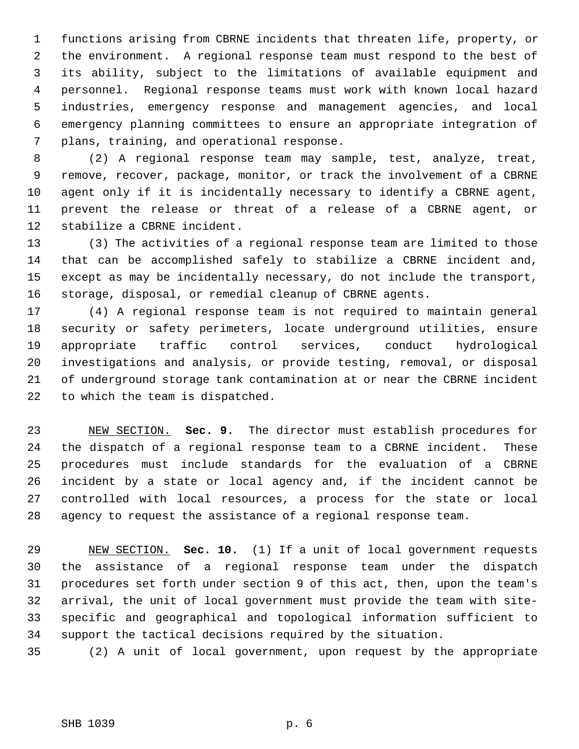functions arising from CBRNE incidents that threaten life, property, or the environment. A regional response team must respond to the best of its ability, subject to the limitations of available equipment and personnel. Regional response teams must work with known local hazard industries, emergency response and management agencies, and local emergency planning committees to ensure an appropriate integration of plans, training, and operational response.

(2) A regional response team may sample, test, analyze, treat, remove, recover, package, monitor, or track the involvement of a CBRNE agent only if it is incidentally necessary to identify a CBRNE agent, prevent the release or threat of a release of a CBRNE agent, or stabilize a CBRNE incident.

(3) The activities of a regional response team are limited to those that can be accomplished safely to stabilize a CBRNE incident and, except as may be incidentally necessary, do not include the transport, storage, disposal, or remedial cleanup of CBRNE agents.

(4) A regional response team is not required to maintain general security or safety perimeters, locate underground utilities, ensure appropriate traffic control services, conduct hydrological investigations and analysis, or provide testing, removal, or disposal of underground storage tank contamination at or near the CBRNE incident to which the team is dispatched.

NEW SECTION. **Sec. 9.** The director must establish procedures for the dispatch of a regional response team to a CBRNE incident. These procedures must include standards for the evaluation of a CBRNE incident by a state or local agency and, if the incident cannot be controlled with local resources, a process for the state or local agency to request the assistance of a regional response team.

NEW SECTION. **Sec. 10.** (1) If a unit of local government requests the assistance of a regional response team under the dispatch procedures set forth under section 9 of this act, then, upon the team's arrival, the unit of local government must provide the team with site-specific and geographical and topological information sufficient to support the tactical decisions required by the situation.

(2) A unit of local government, upon request by the appropriate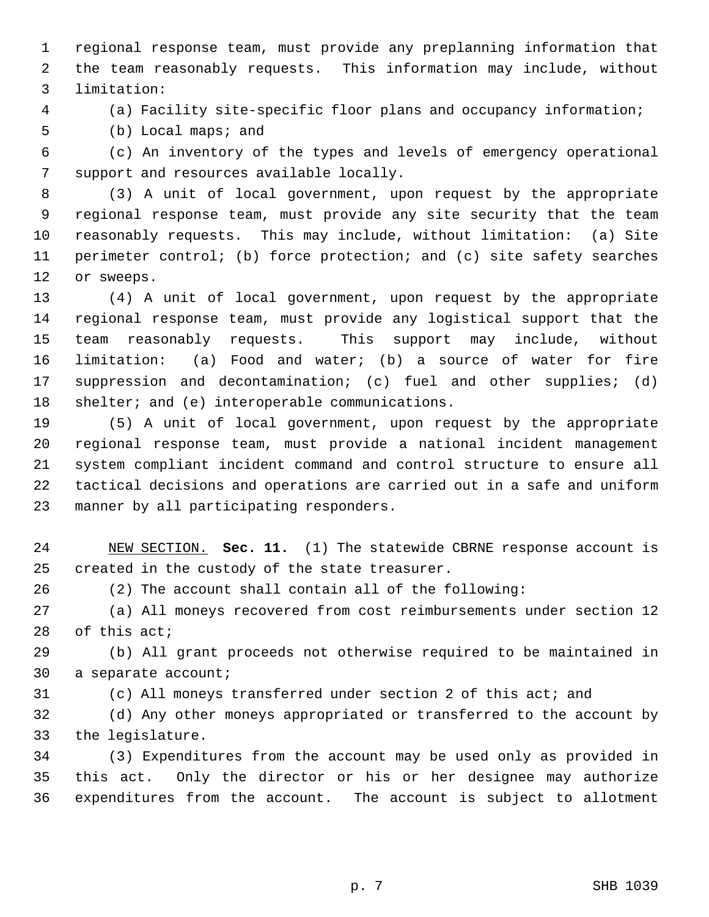regional response team, must provide any preplanning information that the team reasonably requests. This information may include, without limitation:

(a) Facility site-specific floor plans and occupancy information;

(b) Local maps; and

(c) An inventory of the types and levels of emergency operational support and resources available locally.

(3) A unit of local government, upon request by the appropriate regional response team, must provide any site security that the team reasonably requests. This may include, without limitation: (a) Site perimeter control; (b) force protection; and (c) site safety searches or sweeps.

(4) A unit of local government, upon request by the appropriate regional response team, must provide any logistical support that the team reasonably requests. This support may include, without limitation: (a) Food and water; (b) a source of water for fire suppression and decontamination; (c) fuel and other supplies; (d) shelter; and (e) interoperable communications.

(5) A unit of local government, upon request by the appropriate regional response team, must provide a national incident management system compliant incident command and control structure to ensure all tactical decisions and operations are carried out in a safe and uniform manner by all participating responders.

NEW SECTION. **Sec. 11.** (1) The statewide CBRNE response account is created in the custody of the state treasurer.

(2) The account shall contain all of the following:

(a) All moneys recovered from cost reimbursements under section 12 of this act;

(b) All grant proceeds not otherwise required to be maintained in a separate account;

(c) All moneys transferred under section 2 of this act; and

(d) Any other moneys appropriated or transferred to the account by the legislature.

(3) Expenditures from the account may be used only as provided in this act. Only the director or his or her designee may authorize expenditures from the account. The account is subject to allotment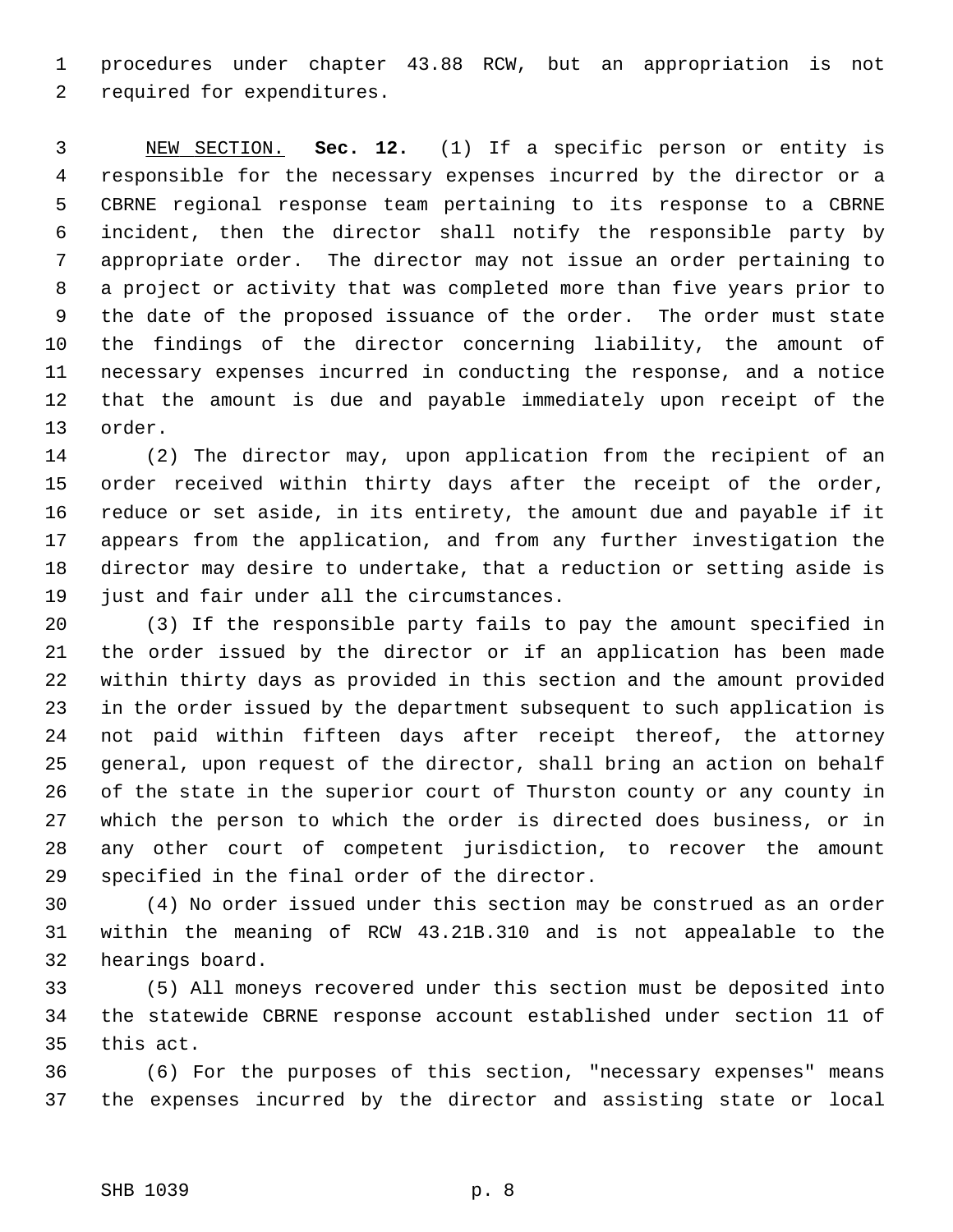procedures under chapter 43.88 RCW, but an appropriation is not required for expenditures.

NEW SECTION. **Sec. 12.** (1) If a specific person or entity is responsible for the necessary expenses incurred by the director or a CBRNE regional response team pertaining to its response to a CBRNE incident, then the director shall notify the responsible party by appropriate order. The director may not issue an order pertaining to a project or activity that was completed more than five years prior to the date of the proposed issuance of the order. The order must state the findings of the director concerning liability, the amount of necessary expenses incurred in conducting the response, and a notice that the amount is due and payable immediately upon receipt of the order.

(2) The director may, upon application from the recipient of an order received within thirty days after the receipt of the order, reduce or set aside, in its entirety, the amount due and payable if it appears from the application, and from any further investigation the director may desire to undertake, that a reduction or setting aside is just and fair under all the circumstances.

(3) If the responsible party fails to pay the amount specified in the order issued by the director or if an application has been made within thirty days as provided in this section and the amount provided in the order issued by the department subsequent to such application is not paid within fifteen days after receipt thereof, the attorney general, upon request of the director, shall bring an action on behalf of the state in the superior court of Thurston county or any county in which the person to which the order is directed does business, or in any other court of competent jurisdiction, to recover the amount specified in the final order of the director.

(4) No order issued under this section may be construed as an order within the meaning of RCW 43.21B.310 and is not appealable to the hearings board.

(5) All moneys recovered under this section must be deposited into the statewide CBRNE response account established under section 11 of this act.

(6) For the purposes of this section, "necessary expenses" means the expenses incurred by the director and assisting state or local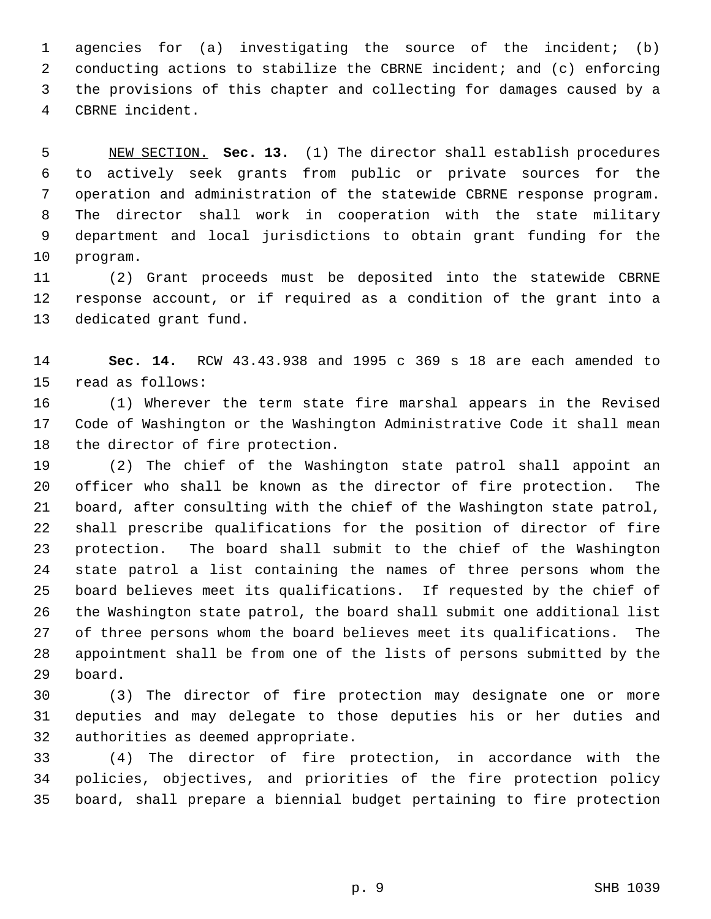agencies for (a) investigating the source of the incident; (b) conducting actions to stabilize the CBRNE incident; and (c) enforcing the provisions of this chapter and collecting for damages caused by a CBRNE incident.

NEW SECTION. **Sec. 13.** (1) The director shall establish procedures to actively seek grants from public or private sources for the operation and administration of the statewide CBRNE response program. The director shall work in cooperation with the state military department and local jurisdictions to obtain grant funding for the program.

(2) Grant proceeds must be deposited into the statewide CBRNE response account, or if required as a condition of the grant into a dedicated grant fund.

**Sec. 14.** RCW 43.43.938 and 1995 c 369 s 18 are each amended to read as follows:

(1) Wherever the term state fire marshal appears in the Revised Code of Washington or the Washington Administrative Code it shall mean the director of fire protection.

(2) The chief of the Washington state patrol shall appoint an officer who shall be known as the director of fire protection. The board, after consulting with the chief of the Washington state patrol, shall prescribe qualifications for the position of director of fire protection. The board shall submit to the chief of the Washington state patrol a list containing the names of three persons whom the board believes meet its qualifications. If requested by the chief of the Washington state patrol, the board shall submit one additional list of three persons whom the board believes meet its qualifications. The appointment shall be from one of the lists of persons submitted by the board.

(3) The director of fire protection may designate one or more deputies and may delegate to those deputies his or her duties and authorities as deemed appropriate.

(4) The director of fire protection, in accordance with the policies, objectives, and priorities of the fire protection policy board, shall prepare a biennial budget pertaining to fire protection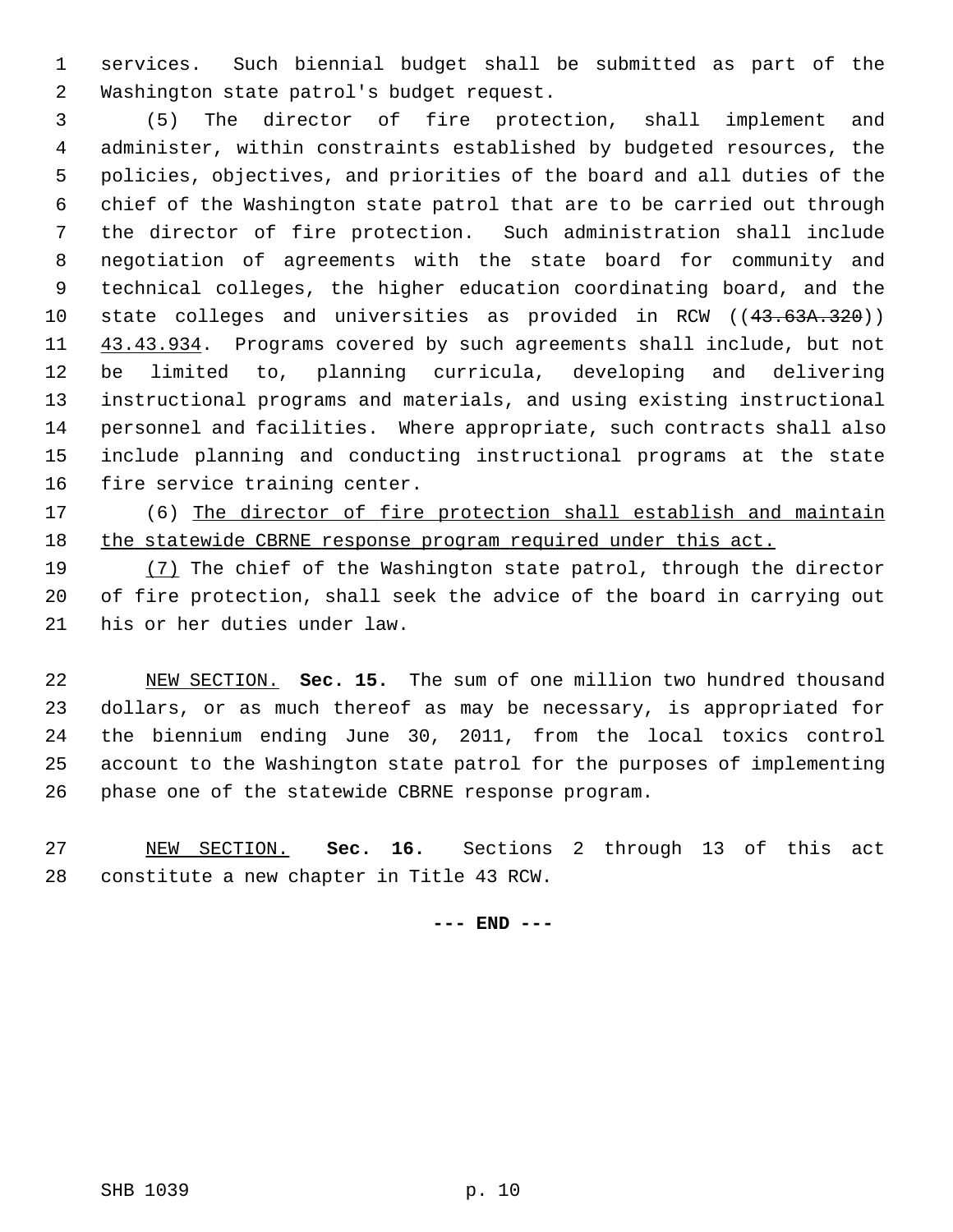services. Such biennial budget shall be submitted as part of the Washington state patrol's budget request.

(5) The director of fire protection, shall implement and administer, within constraints established by budgeted resources, the policies, objectives, and priorities of the board and all duties of the chief of the Washington state patrol that are to be carried out through the director of fire protection. Such administration shall include negotiation of agreements with the state board for community and technical colleges, the higher education coordinating board, and the state colleges and universities as provided in RCW ((~~43.63A.320~~)) 43.43.934. Programs covered by such agreements shall include, but not be limited to, planning curricula, developing and delivering instructional programs and materials, and using existing instructional personnel and facilities. Where appropriate, such contracts shall also include planning and conducting instructional programs at the state fire service training center.

(6) The director of fire protection shall establish and maintain the statewide CBRNE response program required under this act.

(7) The chief of the Washington state patrol, through the director of fire protection, shall seek the advice of the board in carrying out his or her duties under law.

NEW SECTION. **Sec. 15.** The sum of one million two hundred thousand dollars, or as much thereof as may be necessary, is appropriated for the biennium ending June 30, 2011, from the local toxics control account to the Washington state patrol for the purposes of implementing phase one of the statewide CBRNE response program.

NEW SECTION. **Sec. 16.** Sections 2 through 13 of this act constitute a new chapter in Title 43 RCW.

**--- END ---**